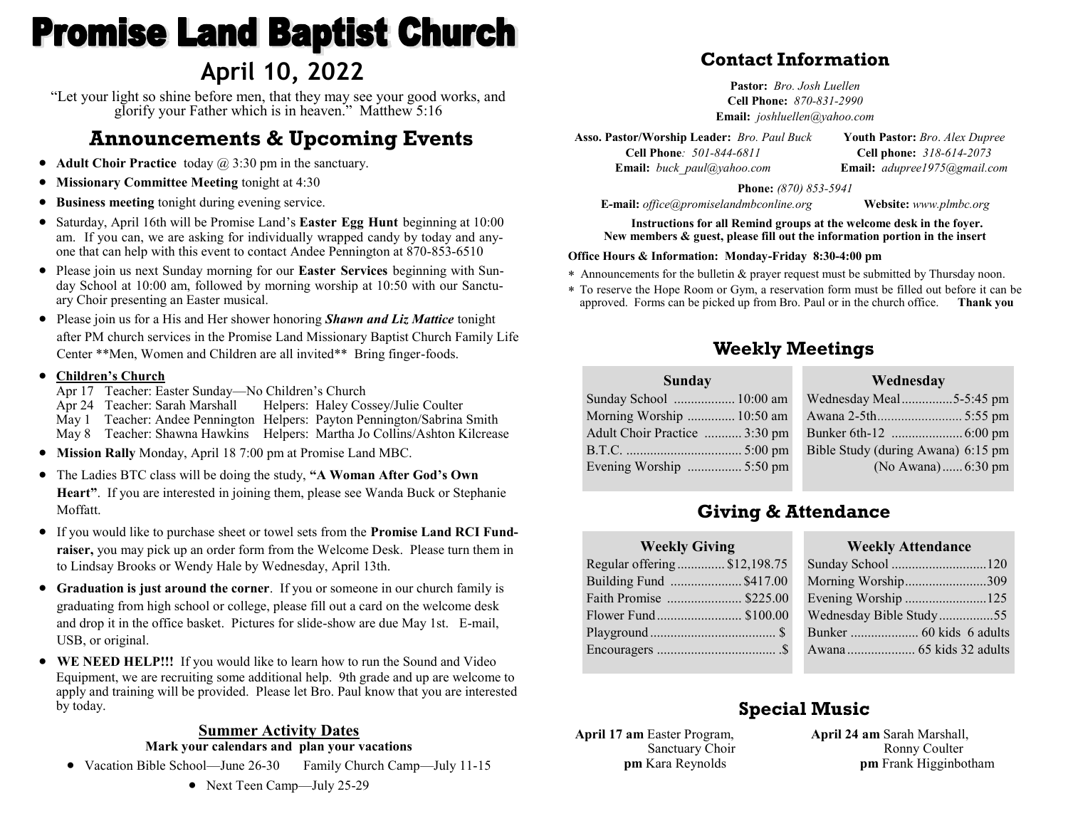# Promise Land Baptist Church

## April 10, 2022

"Let your light so shine before men, that they may see your good works, and glorify your Father which is in heaven." Matthew 5:16

## Announcements & Upcoming Events

- **Adult Choir Practice** today @ 3:30 pm in the sanctuary.
- **Missionary Committee Meeting** tonight at 4:30
- **Business meeting** tonight during evening service.
- Saturday, April 16th will be Promise Land's **Easter Egg Hunt** beginning at 10:00 am. If you can, we are asking for individually wrapped candy by today and anyone that can help with this event to contact Andee Pennington at 870-853-6510
- Please join us next Sunday morning for our **Easter Services** beginning with Sunday School at 10:00 am, followed by morning worship at 10:50 with our Sanctuary Choir presenting an Easter musical.
- Please join us for a His and Her shower honoring ***Shawn and Liz Mattice*** tonight after PM church services in the Promise Land Missionary Baptist Church Family Life Center **Men, Women and Children are all invited** Bring finger-foods.
- **Children's Church**
  - Apr 17 Teacher: Easter Sunday—No Children's Church
  - Apr 24 Teacher: Sarah Marshall Helpers: Haley Cossey/Julie Coulter
  - May 1 Teacher: Andee Pennington Helpers: Payton Pennington/Sabrina Smith
  - May 8 Teacher: Shawna Hawkins Helpers: Martha Jo Collins/Ashton Kilcrease
- **Mission Rally** Monday, April 18 7:00 pm at Promise Land MBC.
- The Ladies BTC class will be doing the study, **"A Woman After God's Own Heart"**. If you are interested in joining them, please see Wanda Buck or Stephanie Moffatt.
- If you would like to purchase sheet or towel sets from the **Promise Land RCI Fundraiser,** you may pick up an order form from the Welcome Desk. Please turn them in to Lindsay Brooks or Wendy Hale by Wednesday, April 13th.
- **Graduation is just around the corner**. If you or someone in our church family is graduating from high school or college, please fill out a card on the welcome desk and drop it in the office basket. Pictures for slide-show are due May 1st. E-mail, USB, or original.
- **WE NEED HELP!!!** If you would like to learn how to run the Sound and Video Equipment, we are recruiting some additional help. 9th grade and up are welcome to apply and training will be provided. Please let Bro. Paul know that you are interested by today.

### Summer Activity Dates

**Mark your calendars and plan your vacations**

- Vacation Bible School—June 26-30
- Family Church Camp—July 11-15
- Next Teen Camp—July 25-29

## Contact Information

**Pastor:** *Bro. Josh Luellen*
**Cell Phone:** *870-831-2990*
**Email:** *joshluellen@yahoo.com*

**Asso. Pastor/Worship Leader:** *Bro. Paul Buck*
**Cell Phone:** *501-844-6811*
**Email:** *buck_paul@yahoo.com*

**Youth Pastor:** *Bro. Alex Dupree*
**Cell phone:** *318-614-2073*
**Email:** *adupree1975@gmail.com*

**Phone:** *(870) 853-5941*
**E-mail:** *office@promiselandmbconline.org* **Website:** *www.plmbc.org*

**Instructions for all Remind groups at the welcome desk in the foyer.**
**New members & guest, please fill out the information portion in the insert**

**Office Hours & Information: Monday-Friday 8:30-4:00 pm**

- Announcements for the bulletin & prayer request must be submitted by Thursday noon.
- To reserve the Hope Room or Gym, a reservation form must be filled out before it can be approved. Forms can be picked up from Bro. Paul or in the church office. **Thank you**

## Weekly Meetings

| Sunday | |
|---|---|
| Sunday School | 10:00 am |
| Morning Worship | 10:50 am |
| Adult Choir Practice | 3:30 pm |
| B.T.C. | 5:00 pm |
| Evening Worship | 5:50 pm |

| Wednesday | |
|---|---|
| Wednesday Meal | 5-5:45 pm |
| Awana 2-5th | 5:55 pm |
| Bunker 6th-12 | 6:00 pm |
| Bible Study (during Awana) | 6:15 pm |
| (No Awana) | 6:30 pm |

## Giving & Attendance

| Weekly Giving | |
|---|---|
| Regular offering | $12,198.75 |
| Building Fund | $417.00 |
| Faith Promise | $225.00 |
| Flower Fund | $100.00 |
| Playground | $ |
| Encouragers | $ |

| Weekly Attendance | |
|---|---|
| Sunday School | 120 |
| Morning Worship | 309 |
| Evening Worship | 125 |
| Wednesday Bible Study | 55 |
| Bunker | 60 kids 6 adults |
| Awana | 65 kids 32 adults |

## Special Music

**April 17 am** Easter Program, Sanctuary Choir
**pm** Kara Reynolds

**April 24 am** Sarah Marshall, Ronny Coulter
**pm** Frank Higginbotham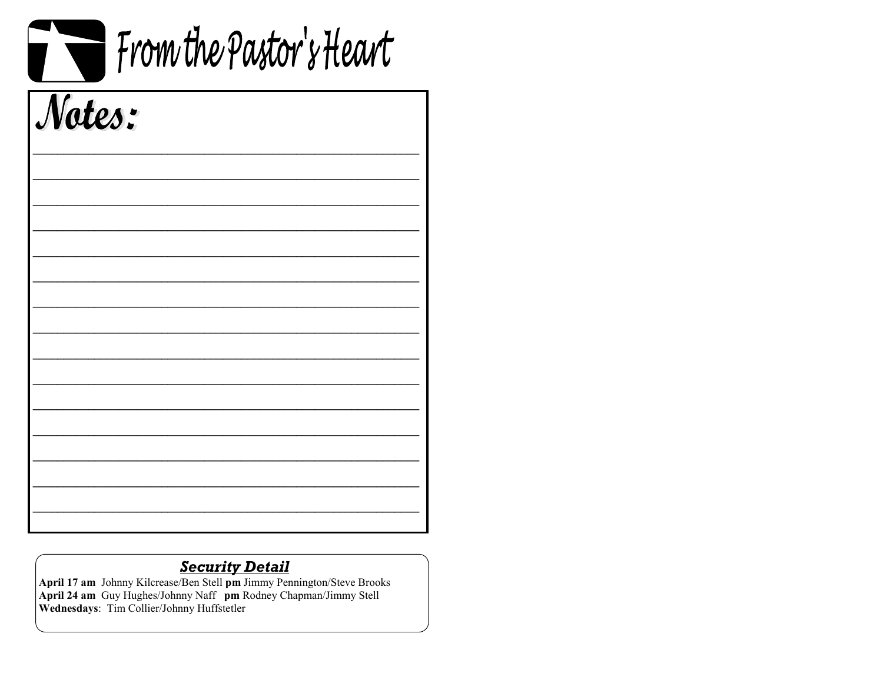# From the Pastor's Heart

## Notes:

________________________________________________________________
________________________________________________________________
________________________________________________________________
________________________________________________________________
________________________________________________________________
________________________________________________________________
________________________________________________________________
________________________________________________________________
________________________________________________________________
________________________________________________________________
________________________________________________________________
________________________________________________________________
________________________________________________________________
________________________________________________________________
________________________________________________________________

### ***Security Detail***

**April 17 am** Johnny Kilcrease/Ben Stell **pm** Jimmy Pennington/Steve Brooks
**April 24 am** Guy Hughes/Johnny Naff **pm** Rodney Chapman/Jimmy Stell
**Wednesdays**: Tim Collier/Johnny Huffstetler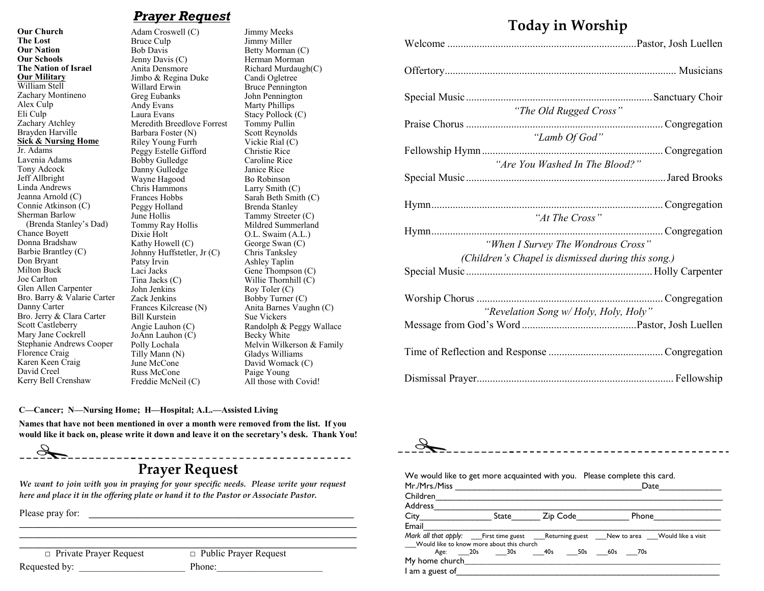## *Prayer Request*

**Our Church**
**The Lost**
**Our Nation**
**Our Schools**
**The Nation of Israel**
**Our Military**

William Stell
Zachary Montineno
Alex Culp
Eli Culp
Zachary Atchley
Brayden Harville

**Sick & Nursing Home**

Jr. Adams
Lavenia Adams
Tony Adcock
Jeff Allbright
Linda Andrews
Jeanna Arnold (C)
Connie Atkinson (C)
Sherman Barlow
(Brenda Stanley's Dad)
Chance Boyett
Donna Bradshaw
Barbie Brantley (C)
Don Bryant
Milton Buck
Joe Carlton
Glen Allen Carpenter
Bro. Barry & Valarie Carter
Danny Carter
Bro. Jerry & Clara Carter
Scott Castleberry
Mary Jane Cockrell
Stephanie Andrews Cooper
Florence Craig
Karen Keen Craig
David Creel
Kerry Bell Crenshaw
Adam Croswell (C)
Bruce Culp
Bob Davis
Jenny Davis (C)
Anita Densmore
Jimbo & Regina Duke
Willard Erwin
Greg Eubanks
Andy Evans
Laura Evans
Meredith Breedlove Forrest
Barbara Foster (N)
Riley Young Furrh
Peggy Estelle Gifford
Bobby Gulledge
Danny Gulledge
Wayne Hagood
Chris Hammons
Frances Hobbs
Peggy Holland
June Hollis
Tommy Ray Hollis
Dixie Holt
Kathy Howell (C)
Johnny Huffstetler, Jr (C)
Patsy Irvin
Laci Jacks
Tina Jacks (C)
John Jenkins
Zack Jenkins
Frances Kilcrease (N)
Bill Kurstein
Angie Lauhon (C)
JoAnn Lauhon (C)
Polly Lochala
Tilly Mann (N)
June McCone
Russ McCone
Freddie McNeil (C)
Jimmy Meeks
Jimmy Miller
Betty Morman (C)
Herman Morman
Richard Murdaugh(C)
Candi Ogletree
Bruce Pennington
John Pennington
Marty Phillips
Stacy Pollock (C)
Tommy Pullin
Scott Reynolds
Vickie Rial (C)
Christie Rice
Caroline Rice
Janice Rice
Bo Robinson
Larry Smith (C)
Sarah Beth Smith (C)
Brenda Stanley
Tammy Streeter (C)
Mildred Summerland
O.L. Swaim (A.L.)
George Swan (C)
Chris Tanksley
Ashley Taplin
Gene Thompson (C)
Willie Thornhill (C)
Roy Toler (C)
Bobby Turner (C)
Anita Barnes Vaughn (C)
Sue Vickers
Randolph & Peggy Wallace
Becky White
Melvin Wilkerson & Family
Gladys Williams
David Womack (C)
Paige Young
All those with Covid!

**C—Cancer; N—Nursing Home; H—Hospital; A.L.—Assisted Living**

**Names that have not been mentioned in over a month were removed from the list. If you would like it back on, please write it down and leave it on the secretary's desk. Thank You!**

---

## Prayer Request

*We want to join with you in praying for your specific needs. Please write your request here and place it in the offering plate or hand it to the Pastor or Associate Pastor.*

Please pray for: ____________________________________________

____________________________________________

____________________________________________

____________________________________________

□ Private Prayer Request    □ Public Prayer Request

Requested by: ______________________ Phone:______________________

# Today in Worship

Welcome ........................................ Pastor, Josh Luellen

Offertory ........................................ Musicians

Special Music ........................................ Sanctuary Choir
*"The Old Rugged Cross"*

Praise Chorus ........................................ Congregation
*"Lamb Of God"*

Fellowship Hymn ........................................ Congregation
*"Are You Washed In The Blood?"*

Special Music ........................................ Jared Brooks

Hymn ........................................ Congregation
*"At The Cross"*

Hymn ........................................ Congregation
*"When I Survey The Wondrous Cross"*
*(Children's Chapel is dismissed during this song.)*

Special Music ........................................ Holly Carpenter

Worship Chorus ........................................ Congregation
*"Revelation Song w/ Holy, Holy, Holy"*

Message from God's Word ........................................ Pastor, Josh Luellen

Time of Reflection and Response ........................................ Congregation

Dismissal Prayer ........................................ Fellowship

---

We would like to get more acquainted with you. Please complete this card.

Mr./Mrs./Miss ____________________________ Date_____________

Children____________________________________________

Address____________________________________________

City________________ State______ Zip Code___________ Phone______________

Email____________________________________________

*Mark all that apply:* ___First time guest ___Returning guest ___New to area ___Would like a visit ___Would like to know more about this church

Age: ___20s ___30s ___40s ___50s ___60s ___70s

My home church____________________________________________

I am a guest of____________________________________________